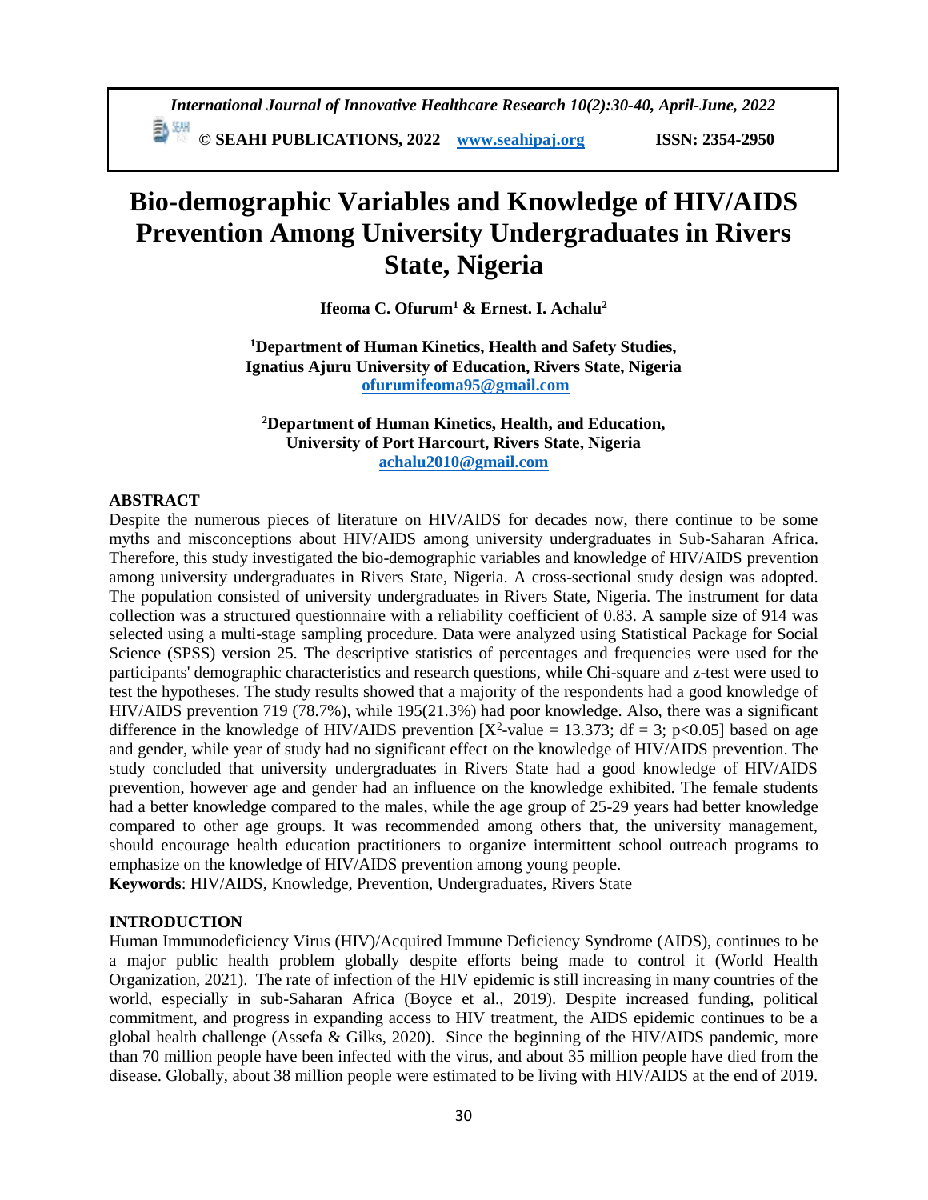# Bio-demographic Variables and Knowledge of HIV/AIDS Prevention Among University Undergraduates in Rivers State, Nigeria

**Ifeoma C. Ofurum[1] & Ernest. I. Achalu[2]**

**[1]Department of Human Kinetics, Health and Safety Studies, Ignatius Ajuru University of Education, Rivers State, Nigeria**
**ofurumifeoma95@gmail.com**

**[2]Department of Human Kinetics, Health, and Education, University of Port Harcourt, Rivers State, Nigeria**
**achalu2010@gmail.com**

## ABSTRACT

Despite the numerous pieces of literature on HIV/AIDS for decades now, there continue to be some myths and misconceptions about HIV/AIDS among university undergraduates in Sub-Saharan Africa. Therefore, this study investigated the bio-demographic variables and knowledge of HIV/AIDS prevention among university undergraduates in Rivers State, Nigeria. A cross-sectional study design was adopted. The population consisted of university undergraduates in Rivers State, Nigeria. The instrument for data collection was a structured questionnaire with a reliability coefficient of 0.83. A sample size of 914 was selected using a multi-stage sampling procedure. Data were analyzed using Statistical Package for Social Science (SPSS) version 25. The descriptive statistics of percentages and frequencies were used for the participants' demographic characteristics and research questions, while Chi-square and z-test were used to test the hypotheses. The study results showed that a majority of the respondents had a good knowledge of HIV/AIDS prevention 719 (78.7%), while 195(21.3%) had poor knowledge. Also, there was a significant difference in the knowledge of HIV/AIDS prevention [$X^2$-value = 13.373; df = 3; $p<0.05$] based on age and gender, while year of study had no significant effect on the knowledge of HIV/AIDS prevention. The study concluded that university undergraduates in Rivers State had a good knowledge of HIV/AIDS prevention, however age and gender had an influence on the knowledge exhibited. The female students had a better knowledge compared to the males, while the age group of 25-29 years had better knowledge compared to other age groups. It was recommended among others that, the university management, should encourage health education practitioners to organize intermittent school outreach programs to emphasize on the knowledge of HIV/AIDS prevention among young people.

**Keywords**: HIV/AIDS, Knowledge, Prevention, Undergraduates, Rivers State

## INTRODUCTION

Human Immunodeficiency Virus (HIV)/Acquired Immune Deficiency Syndrome (AIDS), continues to be a major public health problem globally despite efforts being made to control it (World Health Organization, 2021). The rate of infection of the HIV epidemic is still increasing in many countries of the world, especially in sub-Saharan Africa (Boyce et al., 2019). Despite increased funding, political commitment, and progress in expanding access to HIV treatment, the AIDS epidemic continues to be a global health challenge (Assefa & Gilks, 2020). Since the beginning of the HIV/AIDS pandemic, more than 70 million people have been infected with the virus, and about 35 million people have died from the disease. Globally, about 38 million people were estimated to be living with HIV/AIDS at the end of 2019.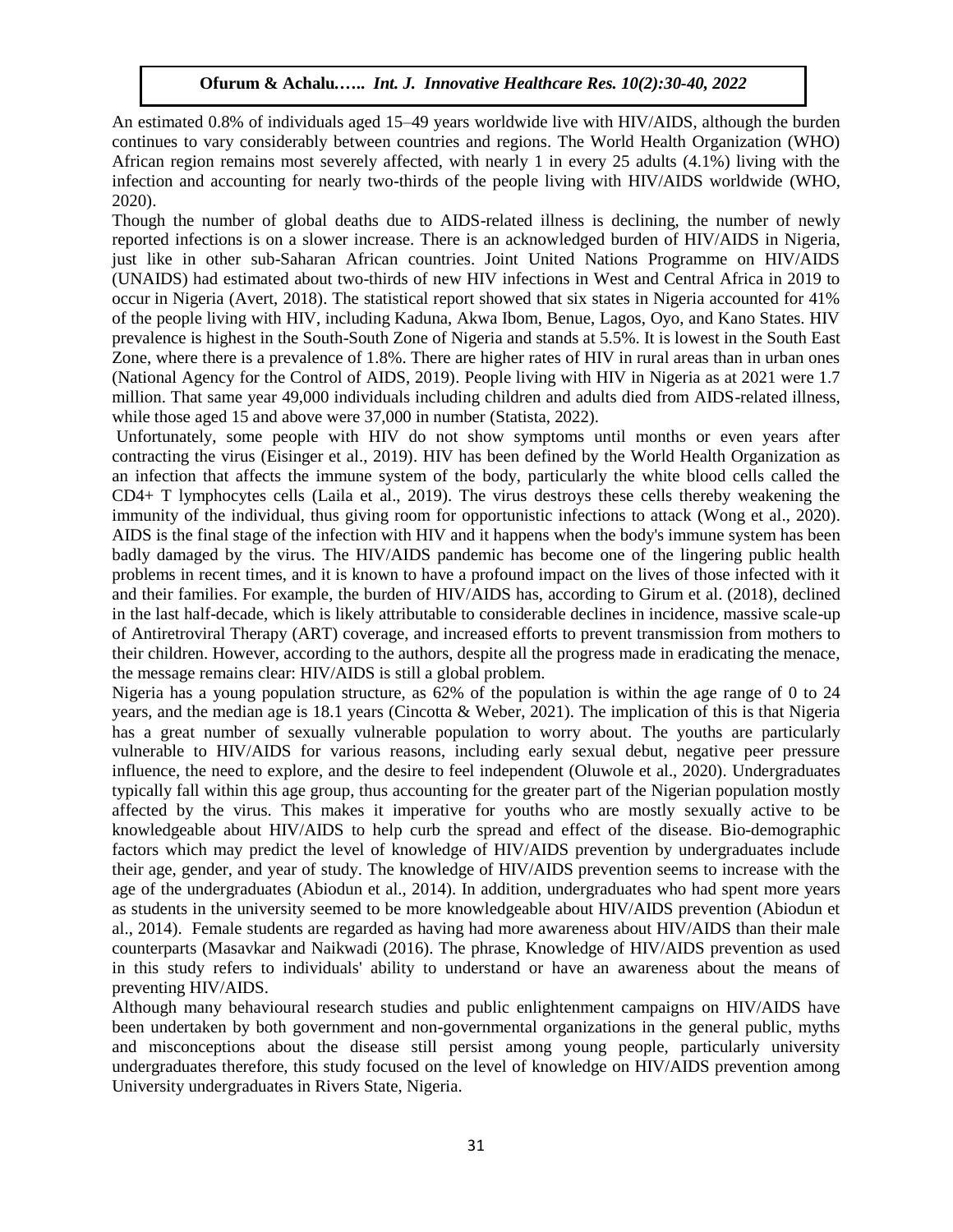An estimated 0.8% of individuals aged 15–49 years worldwide live with HIV/AIDS, although the burden continues to vary considerably between countries and regions. The World Health Organization (WHO) African region remains most severely affected, with nearly 1 in every 25 adults (4.1%) living with the infection and accounting for nearly two-thirds of the people living with HIV/AIDS worldwide (WHO, 2020).

Though the number of global deaths due to AIDS-related illness is declining, the number of newly reported infections is on a slower increase. There is an acknowledged burden of HIV/AIDS in Nigeria, just like in other sub-Saharan African countries. Joint United Nations Programme on HIV/AIDS (UNAIDS) had estimated about two-thirds of new HIV infections in West and Central Africa in 2019 to occur in Nigeria (Avert, 2018). The statistical report showed that six states in Nigeria accounted for 41% of the people living with HIV, including Kaduna, Akwa Ibom, Benue, Lagos, Oyo, and Kano States. HIV prevalence is highest in the South-South Zone of Nigeria and stands at 5.5%. It is lowest in the South East Zone, where there is a prevalence of 1.8%. There are higher rates of HIV in rural areas than in urban ones (National Agency for the Control of AIDS, 2019). People living with HIV in Nigeria as at 2021 were 1.7 million. That same year 49,000 individuals including children and adults died from AIDS-related illness, while those aged 15 and above were 37,000 in number (Statista, 2022).

Unfortunately, some people with HIV do not show symptoms until months or even years after contracting the virus (Eisinger et al., 2019). HIV has been defined by the World Health Organization as an infection that affects the immune system of the body, particularly the white blood cells called the CD4+ T lymphocytes cells (Laila et al., 2019). The virus destroys these cells thereby weakening the immunity of the individual, thus giving room for opportunistic infections to attack (Wong et al., 2020). AIDS is the final stage of the infection with HIV and it happens when the body's immune system has been badly damaged by the virus. The HIV/AIDS pandemic has become one of the lingering public health problems in recent times, and it is known to have a profound impact on the lives of those infected with it and their families. For example, the burden of HIV/AIDS has, according to Girum et al. (2018), declined in the last half-decade, which is likely attributable to considerable declines in incidence, massive scale-up of Antiretroviral Therapy (ART) coverage, and increased efforts to prevent transmission from mothers to their children. However, according to the authors, despite all the progress made in eradicating the menace, the message remains clear: HIV/AIDS is still a global problem.

Nigeria has a young population structure, as 62% of the population is within the age range of 0 to 24 years, and the median age is 18.1 years (Cincotta & Weber, 2021). The implication of this is that Nigeria has a great number of sexually vulnerable population to worry about. The youths are particularly vulnerable to HIV/AIDS for various reasons, including early sexual debut, negative peer pressure influence, the need to explore, and the desire to feel independent (Oluwole et al., 2020). Undergraduates typically fall within this age group, thus accounting for the greater part of the Nigerian population mostly affected by the virus. This makes it imperative for youths who are mostly sexually active to be knowledgeable about HIV/AIDS to help curb the spread and effect of the disease. Bio-demographic factors which may predict the level of knowledge of HIV/AIDS prevention by undergraduates include their age, gender, and year of study. The knowledge of HIV/AIDS prevention seems to increase with the age of the undergraduates (Abiodun et al., 2014). In addition, undergraduates who had spent more years as students in the university seemed to be more knowledgeable about HIV/AIDS prevention (Abiodun et al., 2014). Female students are regarded as having had more awareness about HIV/AIDS than their male counterparts (Masavkar and Naikwadi (2016). The phrase, Knowledge of HIV/AIDS prevention as used in this study refers to individuals' ability to understand or have an awareness about the means of preventing HIV/AIDS.

Although many behavioural research studies and public enlightenment campaigns on HIV/AIDS have been undertaken by both government and non-governmental organizations in the general public, myths and misconceptions about the disease still persist among young people, particularly university undergraduates therefore, this study focused on the level of knowledge on HIV/AIDS prevention among University undergraduates in Rivers State, Nigeria.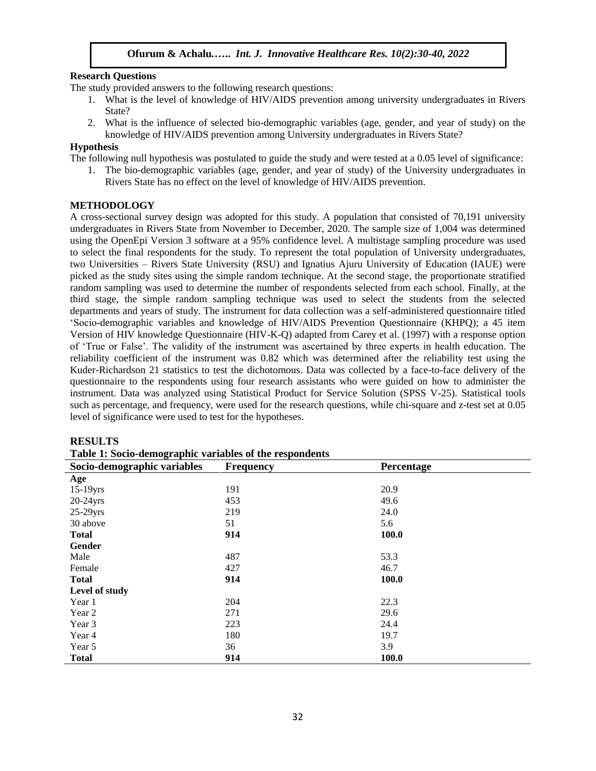### Research Questions

The study provided answers to the following research questions:

1. What is the level of knowledge of HIV/AIDS prevention among university undergraduates in Rivers State?
2. What is the influence of selected bio-demographic variables (age, gender, and year of study) on the knowledge of HIV/AIDS prevention among University undergraduates in Rivers State?

### Hypothesis

The following null hypothesis was postulated to guide the study and were tested at a 0.05 level of significance:

1. The bio-demographic variables (age, gender, and year of study) of the University undergraduates in Rivers State has no effect on the level of knowledge of HIV/AIDS prevention.

## METHODOLOGY

A cross-sectional survey design was adopted for this study. A population that consisted of 70,191 university undergraduates in Rivers State from November to December, 2020. The sample size of 1,004 was determined using the OpenEpi Version 3 software at a 95% confidence level. A multistage sampling procedure was used to select the final respondents for the study. To represent the total population of University undergraduates, two Universities – Rivers State University (RSU) and Ignatius Ajuru University of Education (IAUE) were picked as the study sites using the simple random technique. At the second stage, the proportionate stratified random sampling was used to determine the number of respondents selected from each school. Finally, at the third stage, the simple random sampling technique was used to select the students from the selected departments and years of study. The instrument for data collection was a self-administered questionnaire titled 'Socio-demographic variables and knowledge of HIV/AIDS Prevention Questionnaire (KHPQ); a 45 item Version of HIV knowledge Questionnaire (HIV-K-Q) adapted from Carey et al. (1997) with a response option of 'True or False'. The validity of the instrument was ascertained by three experts in health education. The reliability coefficient of the instrument was 0.82 which was determined after the reliability test using the Kuder-Richardson 21 statistics to test the dichotomous. Data was collected by a face-to-face delivery of the questionnaire to the respondents using four research assistants who were guided on how to administer the instrument. Data was analyzed using Statistical Product for Service Solution (SPSS V-25). Statistical tools such as percentage, and frequency, were used for the research questions, while chi-square and z-test set at 0.05 level of significance were used to test for the hypotheses.

## RESULTS

**Table 1: Socio-demographic variables of the respondents**

| Socio-demographic variables | Frequency | Percentage |
|---|---|---|
| **Age** | | |
| 15-19yrs | 191 | 20.9 |
| 20-24yrs | 453 | 49.6 |
| 25-29yrs | 219 | 24.0 |
| 30 above | 51 | 5.6 |
| **Total** | **914** | **100.0** |
| **Gender** | | |
| Male | 487 | 53.3 |
| Female | 427 | 46.7 |
| **Total** | **914** | **100.0** |
| **Level of study** | | |
| Year 1 | 204 | 22.3 |
| Year 2 | 271 | 29.6 |
| Year 3 | 223 | 24.4 |
| Year 4 | 180 | 19.7 |
| Year 5 | 36 | 3.9 |
| **Total** | **914** | **100.0** |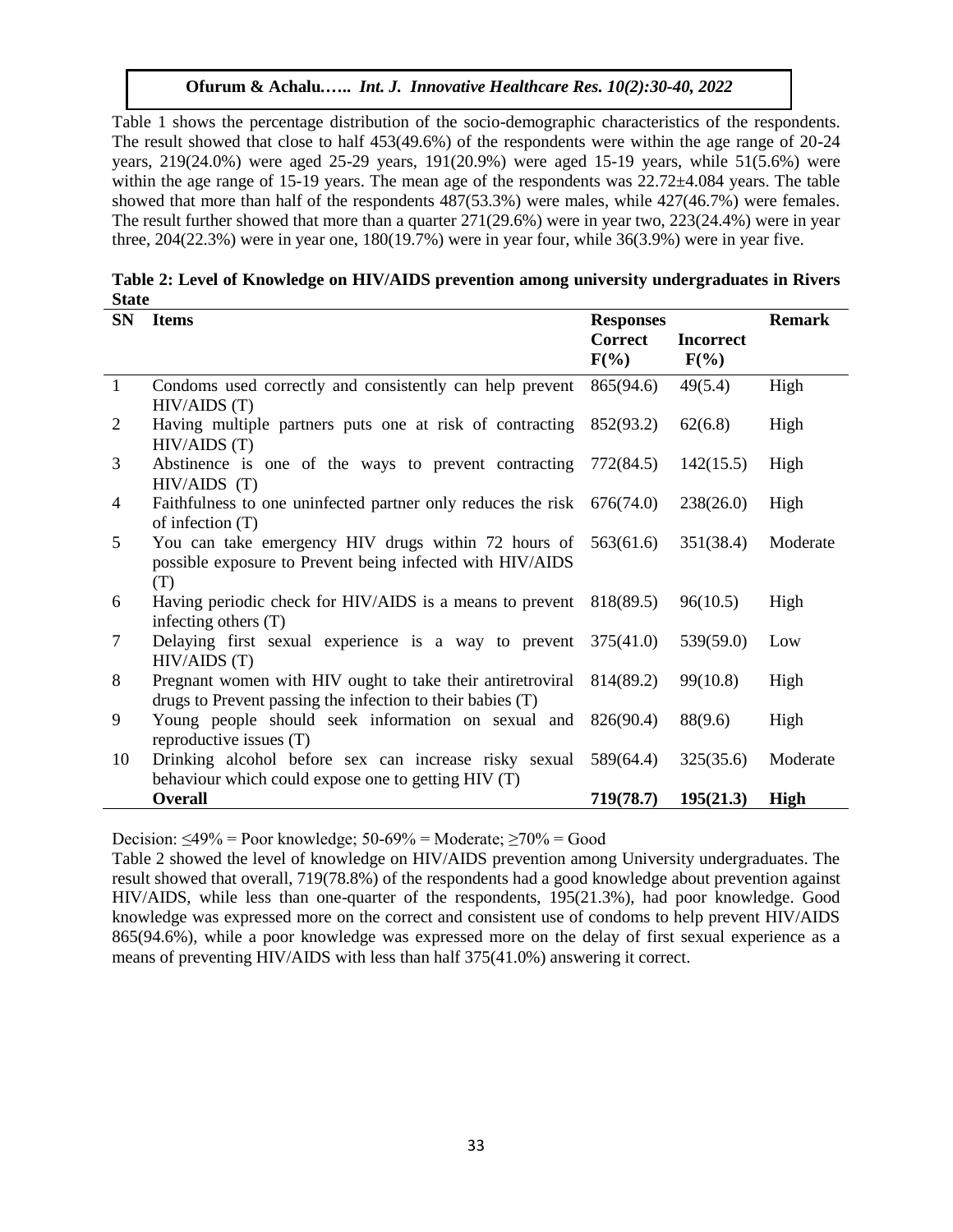Table 1 shows the percentage distribution of the socio-demographic characteristics of the respondents. The result showed that close to half 453(49.6%) of the respondents were within the age range of 20-24 years, 219(24.0%) were aged 25-29 years, 191(20.9%) were aged 15-19 years, while 51(5.6%) were within the age range of 15-19 years. The mean age of the respondents was 22.72±4.084 years. The table showed that more than half of the respondents 487(53.3%) were males, while 427(46.7%) were females. The result further showed that more than a quarter 271(29.6%) were in year two, 223(24.4%) were in year three, 204(22.3%) were in year one, 180(19.7%) were in year four, while 36(3.9%) were in year five.

**Table 2: Level of Knowledge on HIV/AIDS prevention among university undergraduates in Rivers State**

| SN | Items | Responses | | Remark |
|---|---|---|---|---|
| | | **Correct F(%)** | **Incorrect F(%)** | |
| 1 | Condoms used correctly and consistently can help prevent HIV/AIDS (T) | 865(94.6) | 49(5.4) | High |
| 2 | Having multiple partners puts one at risk of contracting HIV/AIDS (T) | 852(93.2) | 62(6.8) | High |
| 3 | Abstinence is one of the ways to prevent contracting HIV/AIDS (T) | 772(84.5) | 142(15.5) | High |
| 4 | Faithfulness to one uninfected partner only reduces the risk of infection (T) | 676(74.0) | 238(26.0) | High |
| 5 | You can take emergency HIV drugs within 72 hours of possible exposure to Prevent being infected with HIV/AIDS (T) | 563(61.6) | 351(38.4) | Moderate |
| 6 | Having periodic check for HIV/AIDS is a means to prevent infecting others (T) | 818(89.5) | 96(10.5) | High |
| 7 | Delaying first sexual experience is a way to prevent HIV/AIDS (T) | 375(41.0) | 539(59.0) | Low |
| 8 | Pregnant women with HIV ought to take their antiretroviral drugs to Prevent passing the infection to their babies (T) | 814(89.2) | 99(10.8) | High |
| 9 | Young people should seek information on sexual and reproductive issues (T) | 826(90.4) | 88(9.6) | High |
| 10 | Drinking alcohol before sex can increase risky sexual behaviour which could expose one to getting HIV (T) | 589(64.4) | 325(35.6) | Moderate |
| | **Overall** | **719(78.7)** | **195(21.3)** | **High** |

Decision: ≤49% = Poor knowledge; 50-69% = Moderate; ≥70% = Good

Table 2 showed the level of knowledge on HIV/AIDS prevention among University undergraduates. The result showed that overall, 719(78.8%) of the respondents had a good knowledge about prevention against HIV/AIDS, while less than one-quarter of the respondents, 195(21.3%), had poor knowledge. Good knowledge was expressed more on the correct and consistent use of condoms to help prevent HIV/AIDS 865(94.6%), while a poor knowledge was expressed more on the delay of first sexual experience as a means of preventing HIV/AIDS with less than half 375(41.0%) answering it correct.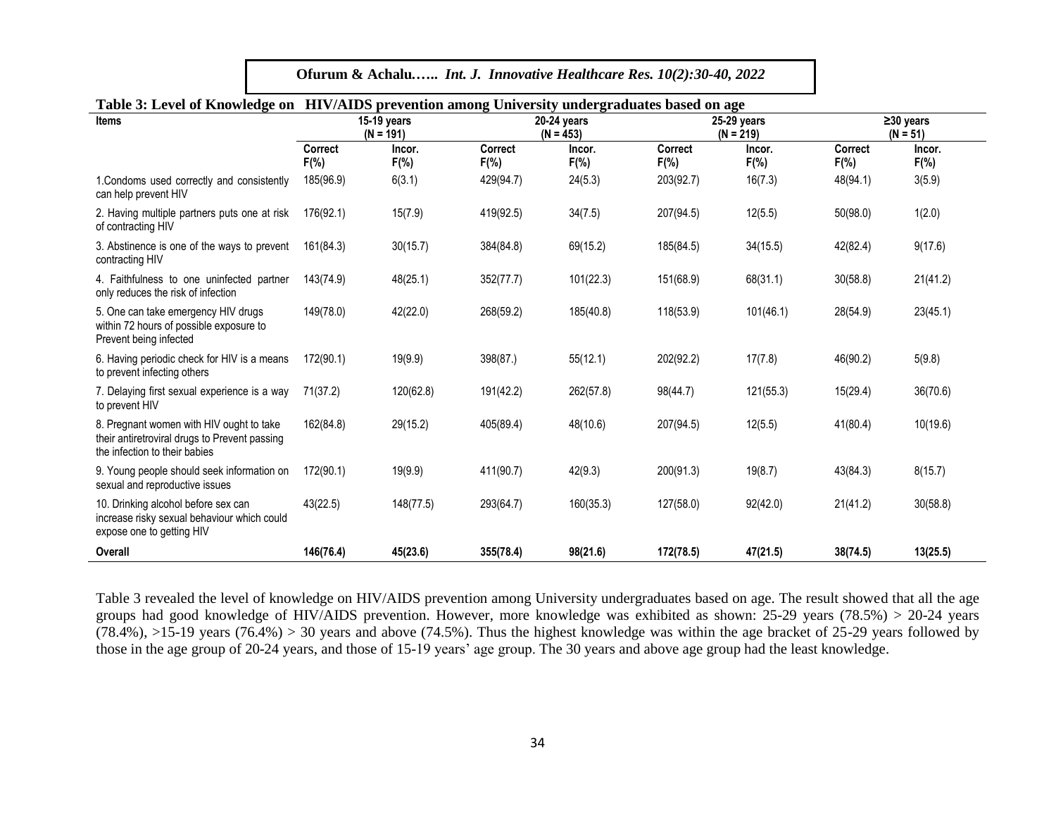**Table 3: Level of Knowledge on HIV/AIDS prevention among University undergraduates based on age**

| Items | 15-19 years (N = 191) | | 20-24 years (N = 453) | | 25-29 years (N = 219) | | ≥30 years (N = 51) | |
|---|---|---|---|---|---|---|---|---|
| | Correct F(%) | Incor. F(%) | Correct F(%) | Incor. F(%) | Correct F(%) | Incor. F(%) | Correct F(%) | Incor. F(%) |
| 1.Condoms used correctly and consistently can help prevent HIV | 185(96.9) | 6(3.1) | 429(94.7) | 24(5.3) | 203(92.7) | 16(7.3) | 48(94.1) | 3(5.9) |
| 2. Having multiple partners puts one at risk of contracting HIV | 176(92.1) | 15(7.9) | 419(92.5) | 34(7.5) | 207(94.5) | 12(5.5) | 50(98.0) | 1(2.0) |
| 3. Abstinence is one of the ways to prevent contracting HIV | 161(84.3) | 30(15.7) | 384(84.8) | 69(15.2) | 185(84.5) | 34(15.5) | 42(82.4) | 9(17.6) |
| 4. Faithfulness to one uninfected partner only reduces the risk of infection | 143(74.9) | 48(25.1) | 352(77.7) | 101(22.3) | 151(68.9) | 68(31.1) | 30(58.8) | 21(41.2) |
| 5. One can take emergency HIV drugs within 72 hours of possible exposure to Prevent being infected | 149(78.0) | 42(22.0) | 268(59.2) | 185(40.8) | 118(53.9) | 101(46.1) | 28(54.9) | 23(45.1) |
| 6. Having periodic check for HIV is a means to prevent infecting others | 172(90.1) | 19(9.9) | 398(87.) | 55(12.1) | 202(92.2) | 17(7.8) | 46(90.2) | 5(9.8) |
| 7. Delaying first sexual experience is a way to prevent HIV | 71(37.2) | 120(62.8) | 191(42.2) | 262(57.8) | 98(44.7) | 121(55.3) | 15(29.4) | 36(70.6) |
| 8. Pregnant women with HIV ought to take their antiretroviral drugs to Prevent passing the infection to their babies | 162(84.8) | 29(15.2) | 405(89.4) | 48(10.6) | 207(94.5) | 12(5.5) | 41(80.4) | 10(19.6) |
| 9. Young people should seek information on sexual and reproductive issues | 172(90.1) | 19(9.9) | 411(90.7) | 42(9.3) | 200(91.3) | 19(8.7) | 43(84.3) | 8(15.7) |
| 10. Drinking alcohol before sex can increase risky sexual behaviour which could expose one to getting HIV | 43(22.5) | 148(77.5) | 293(64.7) | 160(35.3) | 127(58.0) | 92(42.0) | 21(41.2) | 30(58.8) |
| **Overall** | **146(76.4)** | **45(23.6)** | **355(78.4)** | **98(21.6)** | **172(78.5)** | **47(21.5)** | **38(74.5)** | **13(25.5)** |

Table 3 revealed the level of knowledge on HIV/AIDS prevention among University undergraduates based on age. The result showed that all the age groups had good knowledge of HIV/AIDS prevention. However, more knowledge was exhibited as shown: 25-29 years (78.5%) > 20-24 years (78.4%), >15-19 years (76.4%) > 30 years and above (74.5%). Thus the highest knowledge was within the age bracket of 25-29 years followed by those in the age group of 20-24 years, and those of 15-19 years' age group. The 30 years and above age group had the least knowledge.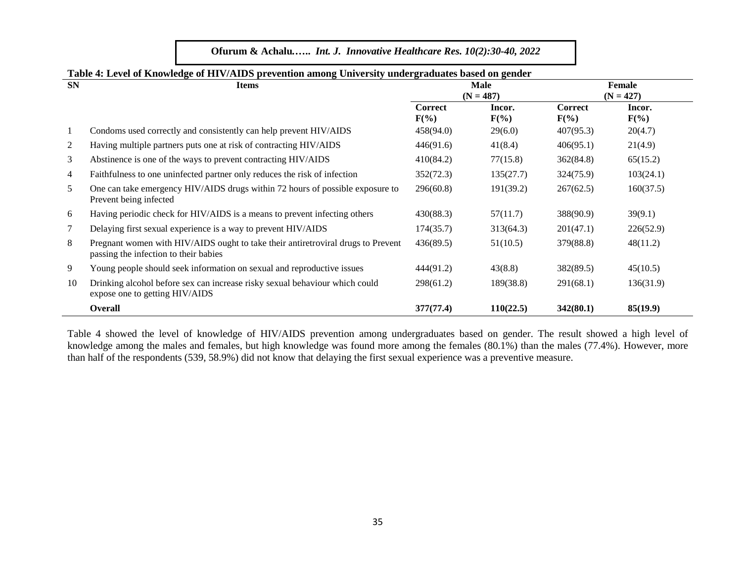**Table 4: Level of Knowledge of HIV/AIDS prevention among University undergraduates based on gender**

| SN | Items | Male (N = 487) | | Female (N = 427) | |
|---|---|---|---|---|---|
| | | **Correct F(%)** | **Incor. F(%)** | **Correct F(%)** | **Incor. F(%)** |
| 1 | Condoms used correctly and consistently can help prevent HIV/AIDS | 458(94.0) | 29(6.0) | 407(95.3) | 20(4.7) |
| 2 | Having multiple partners puts one at risk of contracting HIV/AIDS | 446(91.6) | 41(8.4) | 406(95.1) | 21(4.9) |
| 3 | Abstinence is one of the ways to prevent contracting HIV/AIDS | 410(84.2) | 77(15.8) | 362(84.8) | 65(15.2) |
| 4 | Faithfulness to one uninfected partner only reduces the risk of infection | 352(72.3) | 135(27.7) | 324(75.9) | 103(24.1) |
| 5 | One can take emergency HIV/AIDS drugs within 72 hours of possible exposure to Prevent being infected | 296(60.8) | 191(39.2) | 267(62.5) | 160(37.5) |
| 6 | Having periodic check for HIV/AIDS is a means to prevent infecting others | 430(88.3) | 57(11.7) | 388(90.9) | 39(9.1) |
| 7 | Delaying first sexual experience is a way to prevent HIV/AIDS | 174(35.7) | 313(64.3) | 201(47.1) | 226(52.9) |
| 8 | Pregnant women with HIV/AIDS ought to take their antiretroviral drugs to Prevent passing the infection to their babies | 436(89.5) | 51(10.5) | 379(88.8) | 48(11.2) |
| 9 | Young people should seek information on sexual and reproductive issues | 444(91.2) | 43(8.8) | 382(89.5) | 45(10.5) |
| 10 | Drinking alcohol before sex can increase risky sexual behaviour which could expose one to getting HIV/AIDS | 298(61.2) | 189(38.8) | 291(68.1) | 136(31.9) |
| | **Overall** | **377(77.4)** | **110(22.5)** | **342(80.1)** | **85(19.9)** |

Table 4 showed the level of knowledge of HIV/AIDS prevention among undergraduates based on gender. The result showed a high level of knowledge among the males and females, but high knowledge was found more among the females (80.1%) than the males (77.4%). However, more than half of the respondents (539, 58.9%) did not know that delaying the first sexual experience was a preventive measure.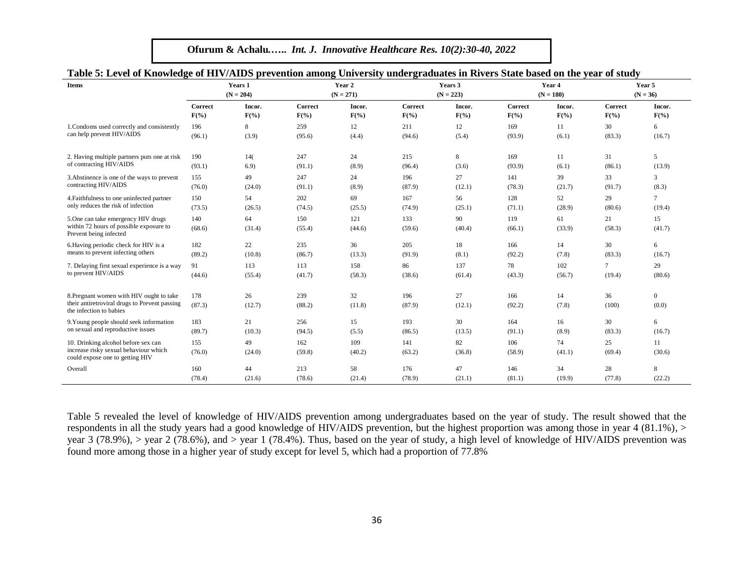**Table 5: Level of Knowledge of HIV/AIDS prevention among University undergraduates in Rivers State based on the year of study**

| Items | Years 1 (N = 204) | | Year 2 (N = 271) | | Years 3 (N = 223) | | Year 4 (N = 180) | | Year 5 (N = 36) | |
|---|---|---|---|---|---|---|---|---|---|---|
| | Correct F(%) | Incor. F(%) | Correct F(%) | Incor. F(%) | Correct F(%) | Incor. F(%) | Correct F(%) | Incor. F(%) | Correct F(%) | Incor. F(%) |
| 1.Condoms used correctly and consistently can help prevent HIV/AIDS | 196 (96.1) | 8 (3.9) | 259 (95.6) | 12 (4.4) | 211 (94.6) | 12 (5.4) | 169 (93.9) | 11 (6.1) | 30 (83.3) | 6 (16.7) |
| 2. Having multiple partners puts one at risk of contracting HIV/AIDS | 190 (93.1) | 14( 6.9) | 247 (91.1) | 24 (8.9) | 215 (96.4) | 8 (3.6) | 169 (93.9) | 11 (6.1) | 31 (86.1) | 5 (13.9) |
| 3.Abstinence is one of the ways to prevent contracting HIV/AIDS | 155 (76.0) | 49 (24.0) | 247 (91.1) | 24 (8.9) | 196 (87.9) | 27 (12.1) | 141 (78.3) | 39 (21.7) | 33 (91.7) | 3 (8.3) |
| 4.Faithfulness to one uninfected partner only reduces the risk of infection | 150 (73.5) | 54 (26.5) | 202 (74.5) | 69 (25.5) | 167 (74.9) | 56 (25.1) | 128 (71.1) | 52 (28.9) | 29 (80.6) | 7 (19.4) |
| 5.One can take emergency HIV drugs within 72 hours of possible exposure to Prevent being infected | 140 (68.6) | 64 (31.4) | 150 (55.4) | 121 (44.6) | 133 (59.6) | 90 (40.4) | 119 (66.1) | 61 (33.9) | 21 (58.3) | 15 (41.7) |
| 6.Having periodic check for HIV is a means to prevent infecting others | 182 (89.2) | 22 (10.8) | 235 (86.7) | 36 (13.3) | 205 (91.9) | 18 (8.1) | 166 (92.2) | 14 (7.8) | 30 (83.3) | 6 (16.7) |
| 7. Delaying first sexual experience is a way to prevent HIV/AIDS | 91 (44.6) | 113 (55.4) | 113 (41.7) | 158 (58.3) | 86 (38.6) | 137 (61.4) | 78 (43.3) | 102 (56.7) | 7 (19.4) | 29 (80.6) |
| 8.Pregnant women with HIV ought to take their antiretroviral drugs to Prevent passing the infection to babies | 178 (87.3) | 26 (12.7) | 239 (88.2) | 32 (11.8) | 196 (87.9) | 27 (12.1) | 166 (92.2) | 14 (7.8) | 36 (100) | 0 (0.0) |
| 9.Young people should seek information on sexual and reproductive issues | 183 (89.7) | 21 (10.3) | 256 (94.5) | 15 (5.5) | 193 (86.5) | 30 (13.5) | 164 (91.1) | 16 (8.9) | 30 (83.3) | 6 (16.7) |
| 10. Drinking alcohol before sex can increase risky sexual behaviour which could expose one to getting HIV | 155 (76.0) | 49 (24.0) | 162 (59.8) | 109 (40.2) | 141 (63.2) | 82 (36.8) | 106 (58.9) | 74 (41.1) | 25 (69.4) | 11 (30.6) |
| Overall | 160 (78.4) | 44 (21.6) | 213 (78.6) | 58 (21.4) | 176 (78.9) | 47 (21.1) | 146 (81.1) | 34 (19.9) | 28 (77.8) | 8 (22.2) |

Table 5 revealed the level of knowledge of HIV/AIDS prevention among undergraduates based on the year of study. The result showed that the respondents in all the study years had a good knowledge of HIV/AIDS prevention, but the highest proportion was among those in year 4 (81.1%), > year 3 (78.9%), > year 2 (78.6%), and > year 1 (78.4%). Thus, based on the year of study, a high level of knowledge of HIV/AIDS prevention was found more among those in a higher year of study except for level 5, which had a proportion of 77.8%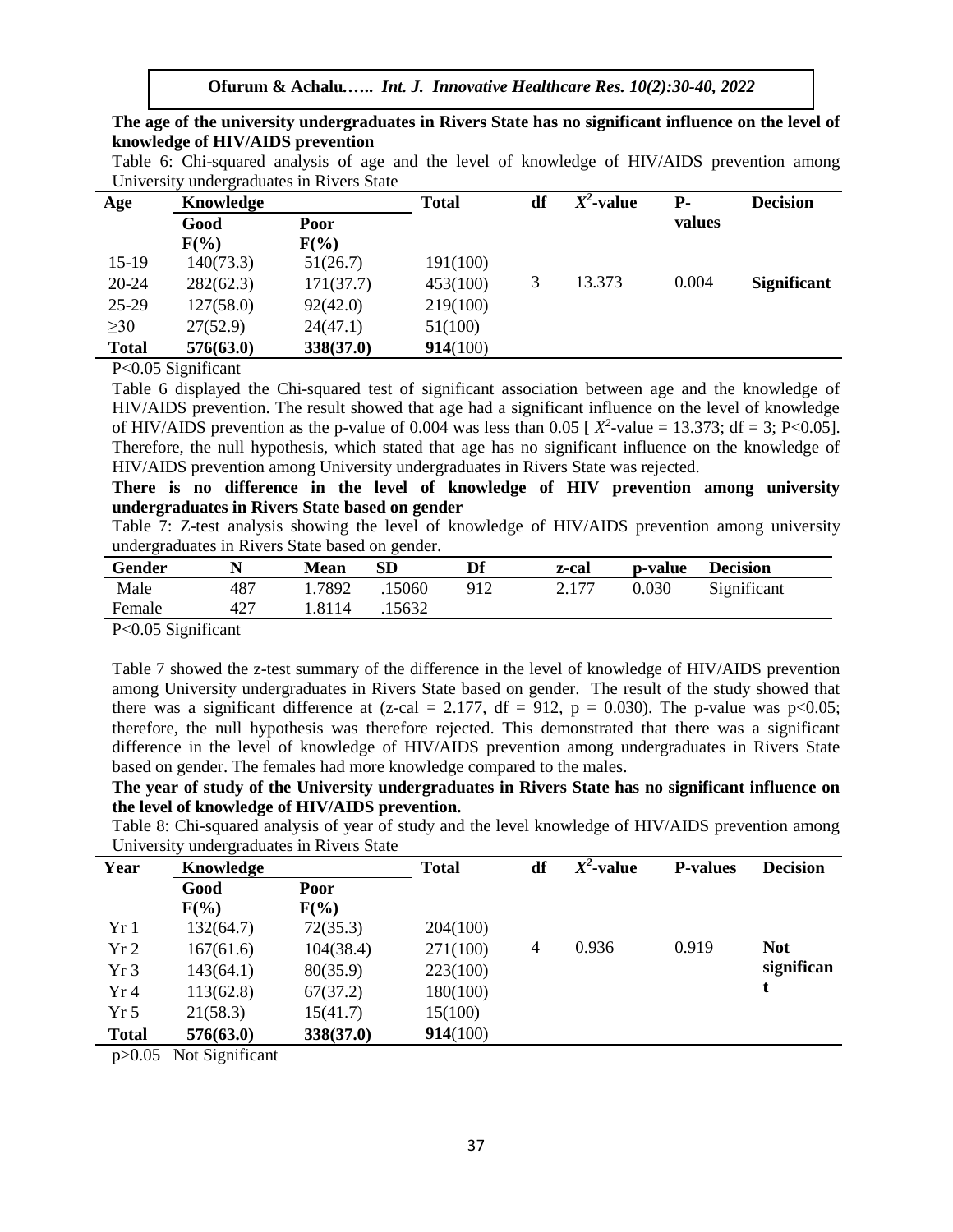**The age of the university undergraduates in Rivers State has no significant influence on the level of knowledge of HIV/AIDS prevention**

Table 6: Chi-squared analysis of age and the level of knowledge of HIV/AIDS prevention among University undergraduates in Rivers State

| Age | Knowledge | | Total | df | $X^2$-value | P-values | Decision |
|---|---|---|---|---|---|---|---|
| | **Good F(%)** | **Poor F(%)** | | | | | |
| 15-19 | 140(73.3) | 51(26.7) | 191(100) | 3 | 13.373 | 0.004 | **Significant** |
| 20-24 | 282(62.3) | 171(37.7) | 453(100) | | | | |
| 25-29 | 127(58.0) | 92(42.0) | 219(100) | | | | |
| ≥30 | 27(52.9) | 24(47.1) | 51(100) | | | | |
| **Total** | **576(63.0)** | **338(37.0)** | **914**(100) | | | | |

P<0.05 Significant

Table 6 displayed the Chi-squared test of significant association between age and the knowledge of HIV/AIDS prevention. The result showed that age had a significant influence on the level of knowledge of HIV/AIDS prevention as the p-value of 0.004 was less than 0.05 [ $X^2$-value = 13.373; df = 3; P<0.05]. Therefore, the null hypothesis, which stated that age has no significant influence on the knowledge of HIV/AIDS prevention among University undergraduates in Rivers State was rejected.

**There is no difference in the level of knowledge of HIV prevention among university undergraduates in Rivers State based on gender**

Table 7: Z-test analysis showing the level of knowledge of HIV/AIDS prevention among university undergraduates in Rivers State based on gender.

| Gender | N | Mean | SD | Df | z-cal | p-value | Decision |
|---|---|---|---|---|---|---|---|
| Male | 487 | 1.7892 | .15060 | 912 | 2.177 | 0.030 | Significant |
| Female | 427 | 1.8114 | .15632 | | | | |

P<0.05 Significant

Table 7 showed the z-test summary of the difference in the level of knowledge of HIV/AIDS prevention among University undergraduates in Rivers State based on gender. The result of the study showed that there was a significant difference at (z-cal = 2.177, df = 912, p = 0.030). The p-value was p<0.05; therefore, the null hypothesis was therefore rejected. This demonstrated that there was a significant difference in the level of knowledge of HIV/AIDS prevention among undergraduates in Rivers State based on gender. The females had more knowledge compared to the males.

**The year of study of the University undergraduates in Rivers State has no significant influence on the level of knowledge of HIV/AIDS prevention.**

Table 8: Chi-squared analysis of year of study and the level knowledge of HIV/AIDS prevention among University undergraduates in Rivers State

| Year | Knowledge | | Total | df | $X^2$-value | P-values | Decision |
|---|---|---|---|---|---|---|---|
| | **Good F(%)** | **Poor F(%)** | | | | | |
| Yr 1 | 132(64.7) | 72(35.3) | 204(100) | 4 | 0.936 | 0.919 | **Not significant** |
| Yr 2 | 167(61.6) | 104(38.4) | 271(100) | | | | |
| Yr 3 | 143(64.1) | 80(35.9) | 223(100) | | | | |
| Yr 4 | 113(62.8) | 67(37.2) | 180(100) | | | | |
| Yr 5 | 21(58.3) | 15(41.7) | 15(100) | | | | |
| **Total** | **576(63.0)** | **338(37.0)** | **914**(100) | | | | |

p>0.05 Not Significant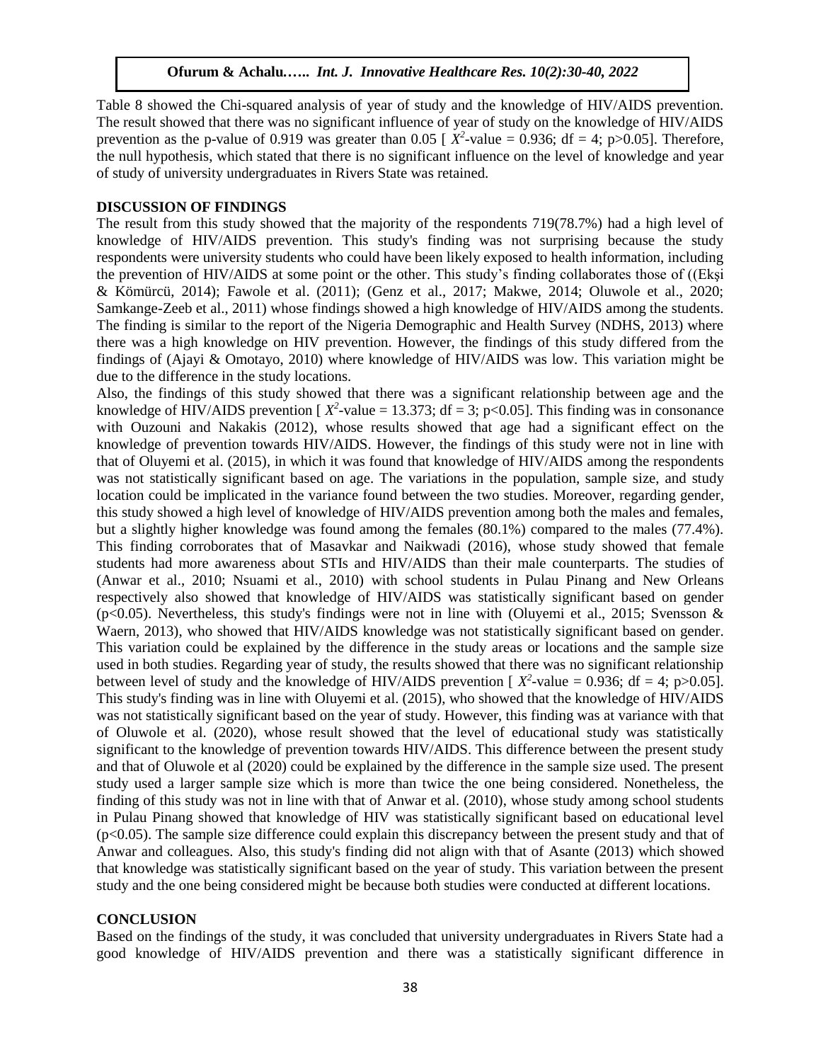Table 8 showed the Chi-squared analysis of year of study and the knowledge of HIV/AIDS prevention. The result showed that there was no significant influence of year of study on the knowledge of HIV/AIDS prevention as the p-value of 0.919 was greater than 0.05 [ $X^2$-value = 0.936; df = 4; p>0.05]. Therefore, the null hypothesis, which stated that there is no significant influence on the level of knowledge and year of study of university undergraduates in Rivers State was retained.

## DISCUSSION OF FINDINGS

The result from this study showed that the majority of the respondents 719(78.7%) had a high level of knowledge of HIV/AIDS prevention. This study's finding was not surprising because the study respondents were university students who could have been likely exposed to health information, including the prevention of HIV/AIDS at some point or the other. This study's finding collaborates those of ((Ekşi & Kömürcü, 2014); Fawole et al. (2011); (Genz et al., 2017; Makwe, 2014; Oluwole et al., 2020; Samkange-Zeeb et al., 2011) whose findings showed a high knowledge of HIV/AIDS among the students. The finding is similar to the report of the Nigeria Demographic and Health Survey (NDHS, 2013) where there was a high knowledge on HIV prevention. However, the findings of this study differed from the findings of (Ajayi & Omotayo, 2010) where knowledge of HIV/AIDS was low. This variation might be due to the difference in the study locations.

Also, the findings of this study showed that there was a significant relationship between age and the knowledge of HIV/AIDS prevention [ $X^2$-value = 13.373; df = 3; p<0.05]. This finding was in consonance with Ouzouni and Nakakis (2012), whose results showed that age had a significant effect on the knowledge of prevention towards HIV/AIDS. However, the findings of this study were not in line with that of Oluyemi et al. (2015), in which it was found that knowledge of HIV/AIDS among the respondents was not statistically significant based on age. The variations in the population, sample size, and study location could be implicated in the variance found between the two studies. Moreover, regarding gender, this study showed a high level of knowledge of HIV/AIDS prevention among both the males and females, but a slightly higher knowledge was found among the females (80.1%) compared to the males (77.4%). This finding corroborates that of Masavkar and Naikwadi (2016), whose study showed that female students had more awareness about STIs and HIV/AIDS than their male counterparts. The studies of (Anwar et al., 2010; Nsuami et al., 2010) with school students in Pulau Pinang and New Orleans respectively also showed that knowledge of HIV/AIDS was statistically significant based on gender (p<0.05). Nevertheless, this study's findings were not in line with (Oluyemi et al., 2015; Svensson & Waern, 2013), who showed that HIV/AIDS knowledge was not statistically significant based on gender. This variation could be explained by the difference in the study areas or locations and the sample size used in both studies. Regarding year of study, the results showed that there was no significant relationship between level of study and the knowledge of HIV/AIDS prevention [ $X^2$-value = 0.936; df = 4; p>0.05]. This study's finding was in line with Oluyemi et al. (2015), who showed that the knowledge of HIV/AIDS was not statistically significant based on the year of study. However, this finding was at variance with that of Oluwole et al. (2020), whose result showed that the level of educational study was statistically significant to the knowledge of prevention towards HIV/AIDS. This difference between the present study and that of Oluwole et al (2020) could be explained by the difference in the sample size used. The present study used a larger sample size which is more than twice the one being considered. Nonetheless, the finding of this study was not in line with that of Anwar et al. (2010), whose study among school students in Pulau Pinang showed that knowledge of HIV was statistically significant based on educational level (p<0.05). The sample size difference could explain this discrepancy between the present study and that of Anwar and colleagues. Also, this study's finding did not align with that of Asante (2013) which showed that knowledge was statistically significant based on the year of study. This variation between the present study and the one being considered might be because both studies were conducted at different locations.

## CONCLUSION

Based on the findings of the study, it was concluded that university undergraduates in Rivers State had a good knowledge of HIV/AIDS prevention and there was a statistically significant difference in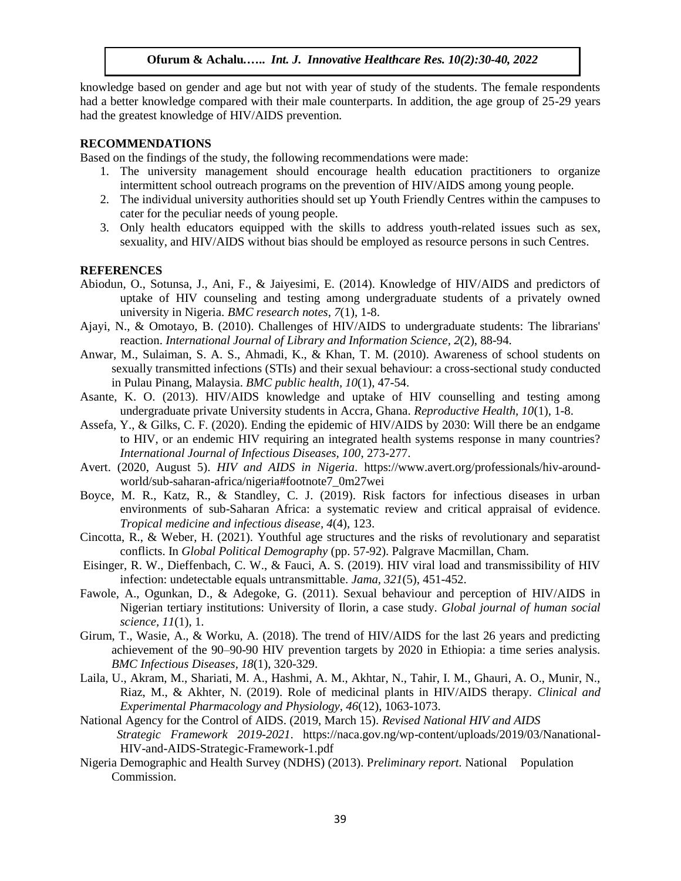knowledge based on gender and age but not with year of study of the students. The female respondents had a better knowledge compared with their male counterparts. In addition, the age group of 25-29 years had the greatest knowledge of HIV/AIDS prevention.

## RECOMMENDATIONS

Based on the findings of the study, the following recommendations were made:

1. The university management should encourage health education practitioners to organize intermittent school outreach programs on the prevention of HIV/AIDS among young people.
2. The individual university authorities should set up Youth Friendly Centres within the campuses to cater for the peculiar needs of young people.
3. Only health educators equipped with the skills to address youth-related issues such as sex, sexuality, and HIV/AIDS without bias should be employed as resource persons in such Centres.

## REFERENCES

Abiodun, O., Sotunsa, J., Ani, F., & Jaiyesimi, E. (2014). Knowledge of HIV/AIDS and predictors of uptake of HIV counseling and testing among undergraduate students of a privately owned university in Nigeria. *BMC research notes*, *7*(1), 1-8.

Ajayi, N., & Omotayo, B. (2010). Challenges of HIV/AIDS to undergraduate students: The librarians' reaction. *International Journal of Library and Information Science*, *2*(2), 88-94.

Anwar, M., Sulaiman, S. A. S., Ahmadi, K., & Khan, T. M. (2010). Awareness of school students on sexually transmitted infections (STIs) and their sexual behaviour: a cross-sectional study conducted in Pulau Pinang, Malaysia. *BMC public health*, *10*(1), 47-54.

Asante, K. O. (2013). HIV/AIDS knowledge and uptake of HIV counselling and testing among undergraduate private University students in Accra, Ghana. *Reproductive Health*, *10*(1), 1-8.

Assefa, Y., & Gilks, C. F. (2020). Ending the epidemic of HIV/AIDS by 2030: Will there be an endgame to HIV, or an endemic HIV requiring an integrated health systems response in many countries? *International Journal of Infectious Diseases*, *100*, 273-277.

Avert. (2020, August 5). *HIV and AIDS in Nigeria*. https://www.avert.org/professionals/hiv-around-world/sub-saharan-africa/nigeria#footnote7_0m27wei

Boyce, M. R., Katz, R., & Standley, C. J. (2019). Risk factors for infectious diseases in urban environments of sub-Saharan Africa: a systematic review and critical appraisal of evidence. *Tropical medicine and infectious disease*, *4*(4), 123.

Cincotta, R., & Weber, H. (2021). Youthful age structures and the risks of revolutionary and separatist conflicts. In *Global Political Demography* (pp. 57-92). Palgrave Macmillan, Cham.

Eisinger, R. W., Dieffenbach, C. W., & Fauci, A. S. (2019). HIV viral load and transmissibility of HIV infection: undetectable equals untransmittable. *Jama*, *321*(5), 451-452.

Fawole, A., Ogunkan, D., & Adegoke, G. (2011). Sexual behaviour and perception of HIV/AIDS in Nigerian tertiary institutions: University of Ilorin, a case study. *Global journal of human social science*, *11*(1), 1.

Girum, T., Wasie, A., & Worku, A. (2018). The trend of HIV/AIDS for the last 26 years and predicting achievement of the 90–90-90 HIV prevention targets by 2020 in Ethiopia: a time series analysis. *BMC Infectious Diseases*, *18*(1), 320-329.

Laila, U., Akram, M., Shariati, M. A., Hashmi, A. M., Akhtar, N., Tahir, I. M., Ghauri, A. O., Munir, N., Riaz, M., & Akhter, N. (2019). Role of medicinal plants in HIV/AIDS therapy. *Clinical and Experimental Pharmacology and Physiology*, *46*(12), 1063-1073.

National Agency for the Control of AIDS. (2019, March 15). *Revised National HIV and AIDS Strategic Framework 2019-2021*. https://naca.gov.ng/wp-content/uploads/2019/03/Nanational-HIV-and-AIDS-Strategic-Framework-1.pdf

Nigeria Demographic and Health Survey (NDHS) (2013). P*reliminary report.* National Population Commission.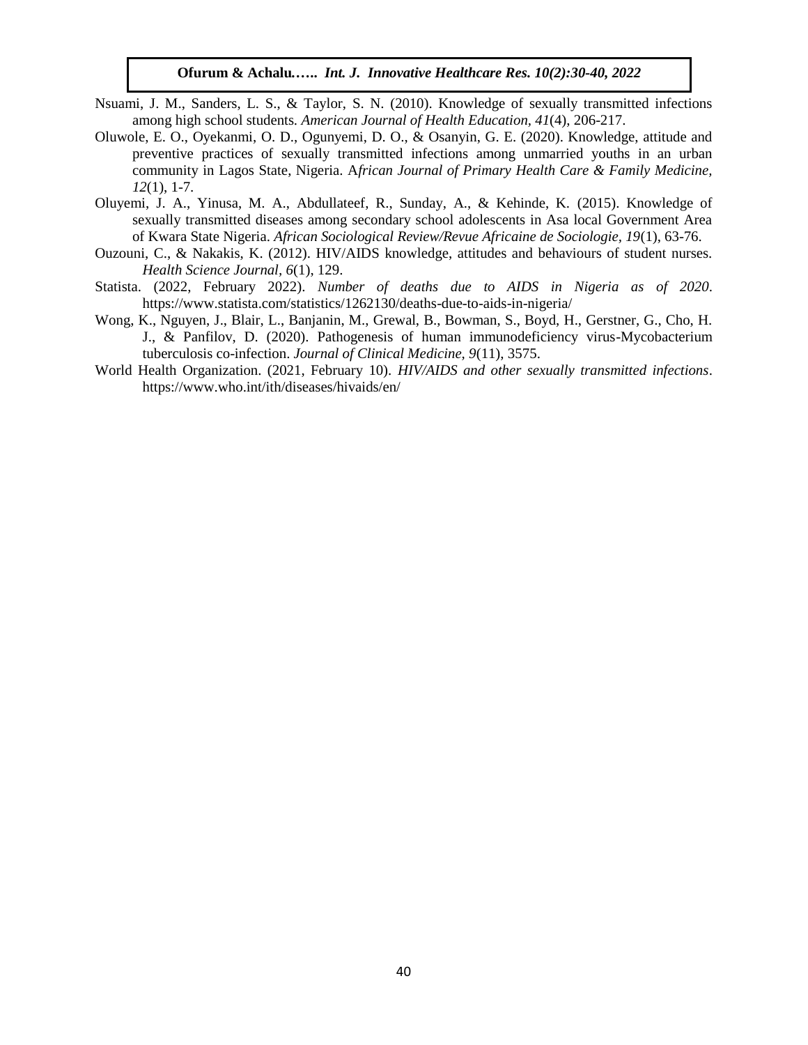Nsuami, J. M., Sanders, L. S., & Taylor, S. N. (2010). Knowledge of sexually transmitted infections among high school students. *American Journal of Health Education*, *41*(4), 206-217.

Oluwole, E. O., Oyekanmi, O. D., Ogunyemi, D. O., & Osanyin, G. E. (2020). Knowledge, attitude and preventive practices of sexually transmitted infections among unmarried youths in an urban community in Lagos State, Nigeria. A*frican Journal of Primary Health Care & Family Medicine, 12*(1), 1-7.

Oluyemi, J. A., Yinusa, M. A., Abdullateef, R., Sunday, A., & Kehinde, K. (2015). Knowledge of sexually transmitted diseases among secondary school adolescents in Asa local Government Area of Kwara State Nigeria. *African Sociological Review/Revue Africaine de Sociologie*, *19*(1), 63-76.

Ouzouni, C., & Nakakis, K. (2012). HIV/AIDS knowledge, attitudes and behaviours of student nurses. *Health Science Journal*, *6*(1), 129.

Statista. (2022, February 2022). *Number of deaths due to AIDS in Nigeria as of 2020*. https://www.statista.com/statistics/1262130/deaths-due-to-aids-in-nigeria/

Wong, K., Nguyen, J., Blair, L., Banjanin, M., Grewal, B., Bowman, S., Boyd, H., Gerstner, G., Cho, H. J., & Panfilov, D. (2020). Pathogenesis of human immunodeficiency virus-Mycobacterium tuberculosis co-infection. *Journal of Clinical Medicine, 9*(11), 3575.

World Health Organization. (2021, February 10). *HIV/AIDS and other sexually transmitted infections*. https://www.who.int/ith/diseases/hivaids/en/